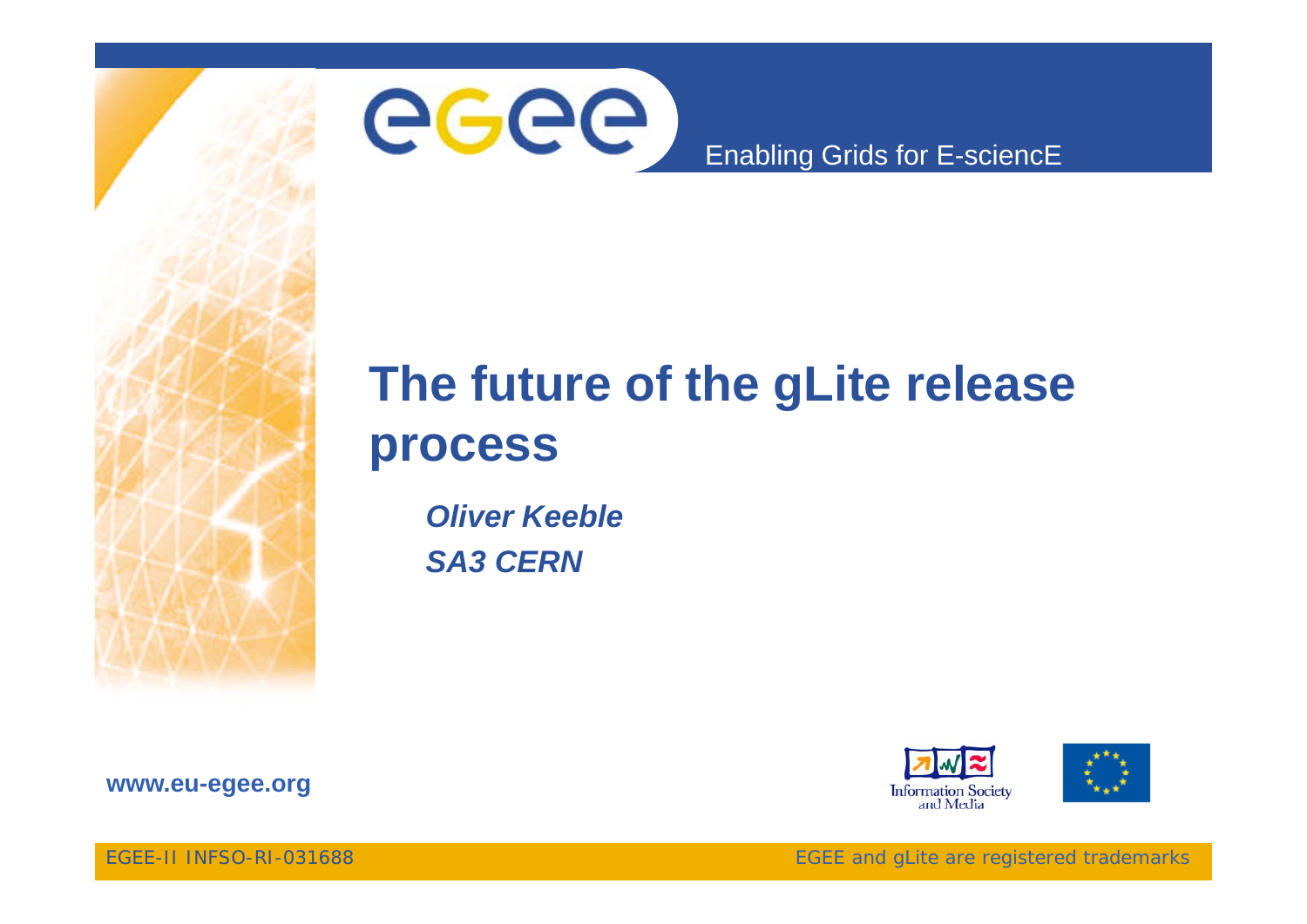# The future of the gLite release process

***Oliver Keeble***
***SA3 CERN***

**www.eu-egee.org**

EGEE-II INFSO-RI-031688

EGEE and gLite are registered trademarks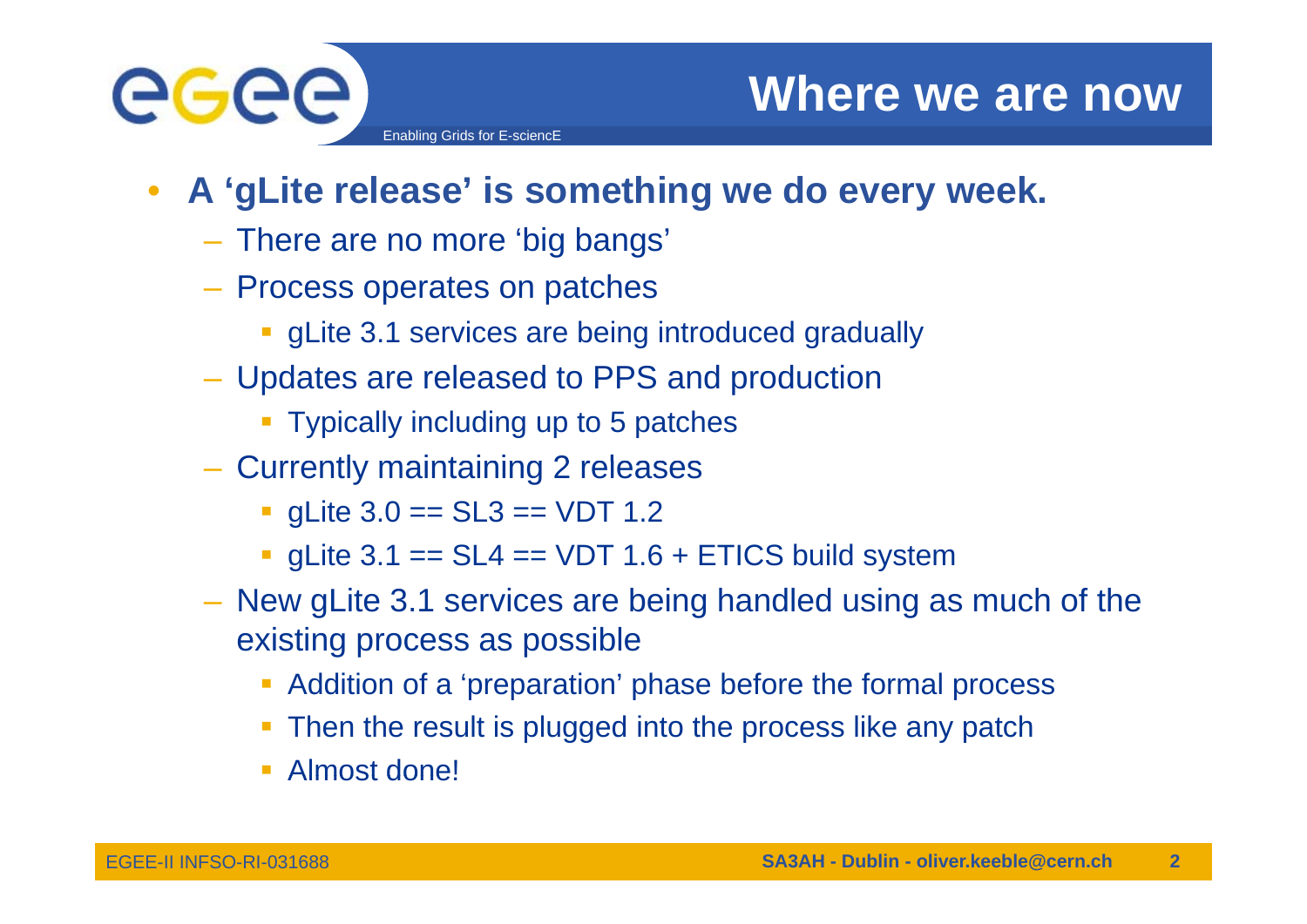# Where we are now

- **A 'gLite release' is something we do every week.**
  - There are no more 'big bangs'
  - Process operates on patches
    - gLite 3.1 services are being introduced gradually
  - Updates are released to PPS and production
    - Typically including up to 5 patches
  - Currently maintaining 2 releases
    - gLite 3.0 == SL3 == VDT 1.2
    - gLite 3.1 == SL4 == VDT 1.6 + ETICS build system
  - New gLite 3.1 services are being handled using as much of the existing process as possible
    - Addition of a 'preparation' phase before the formal process
    - Then the result is plugged into the process like any patch
    - Almost done!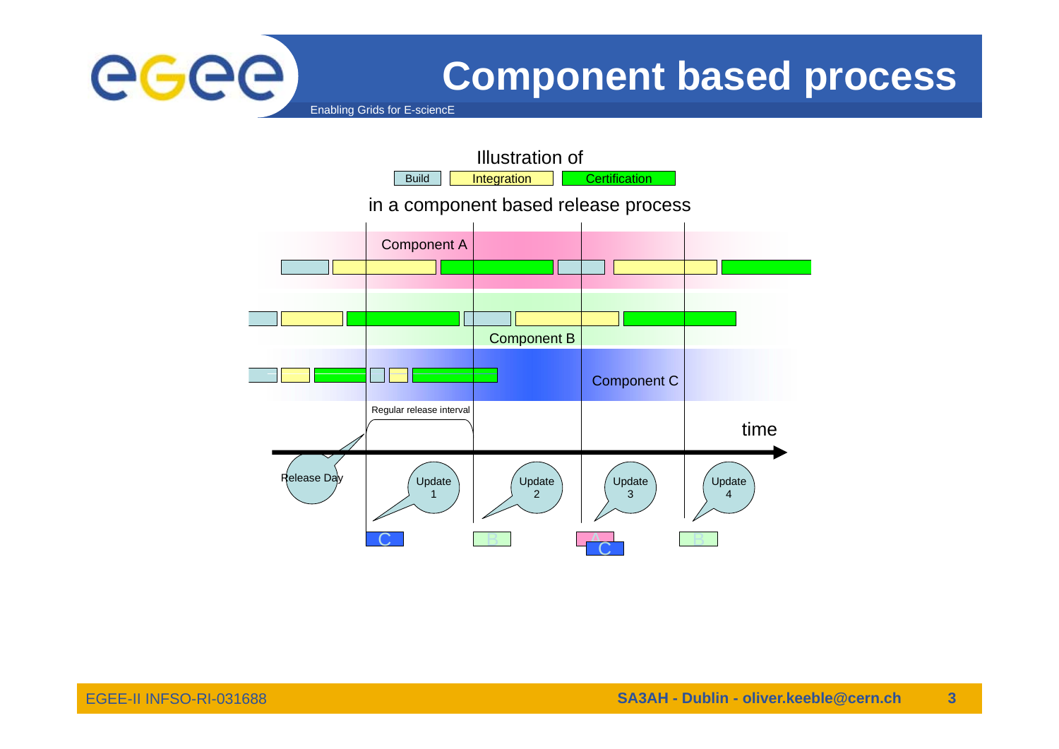# Component based process

Illustration of

Build | Integration | Certification

in a component based release process

Component A

Component B

Component C

Regular release interval

time

Release Day

Update 1

Update 2

Update 3

Update 4

C

B

A

C

B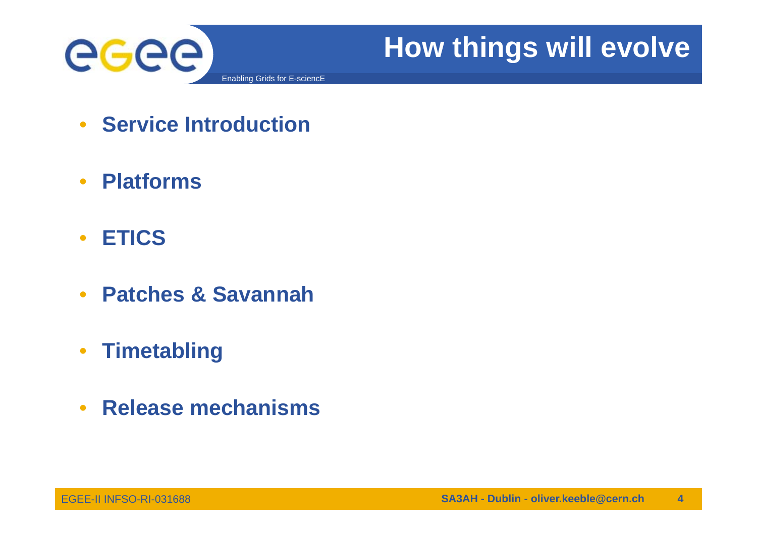# How things will evolve

- **Service Introduction**
- **Platforms**
- **ETICS**
- **Patches & Savannah**
- **Timetabling**
- **Release mechanisms**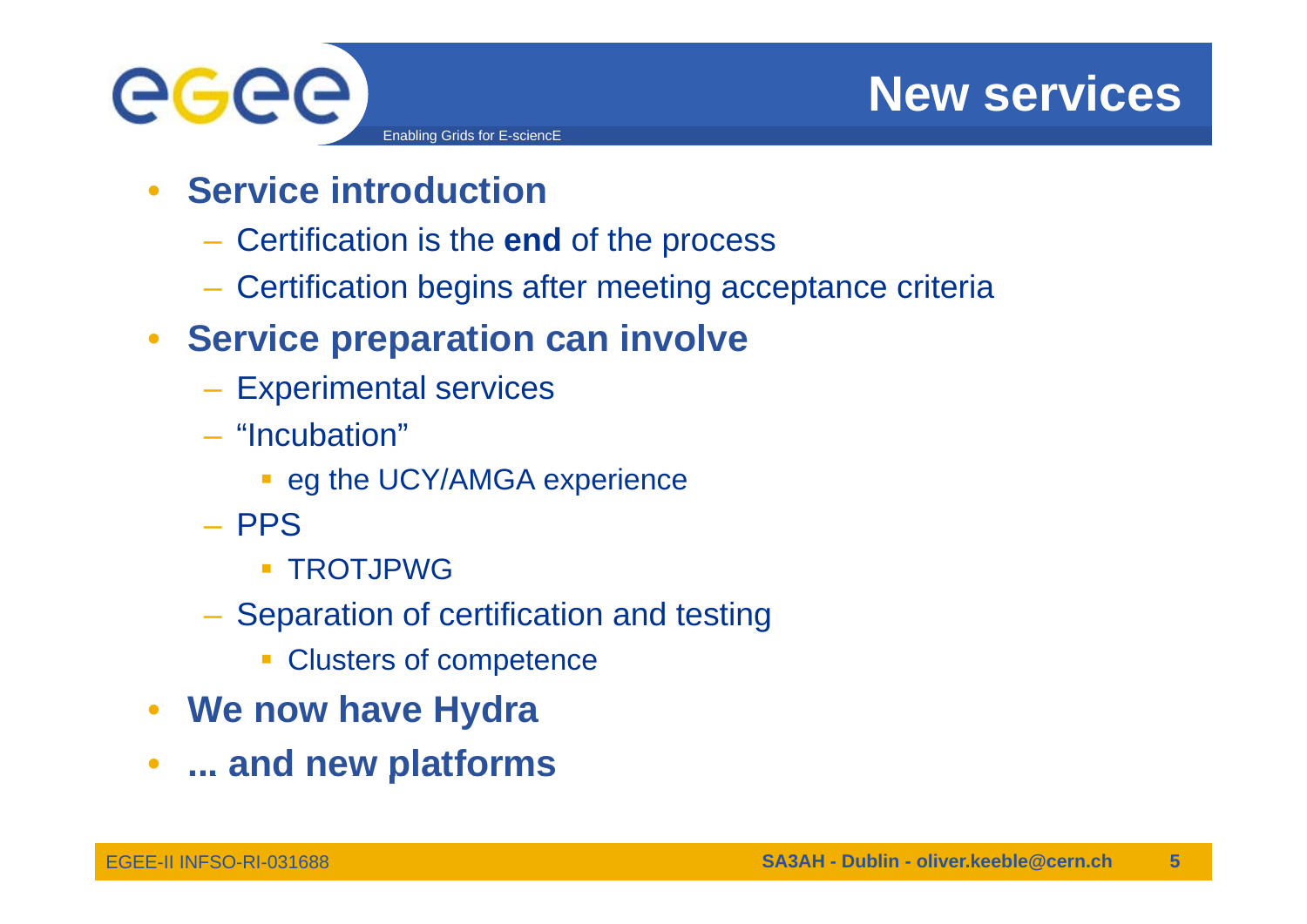# New services

- **Service introduction**
  - Certification is the **end** of the process
  - Certification begins after meeting acceptance criteria
- **Service preparation can involve**
  - Experimental services
  - "Incubation"
    - eg the UCY/AMGA experience
  - PPS
    - TROTJPWG
  - Separation of certification and testing
    - Clusters of competence
- **We now have Hydra**
- **... and new platforms**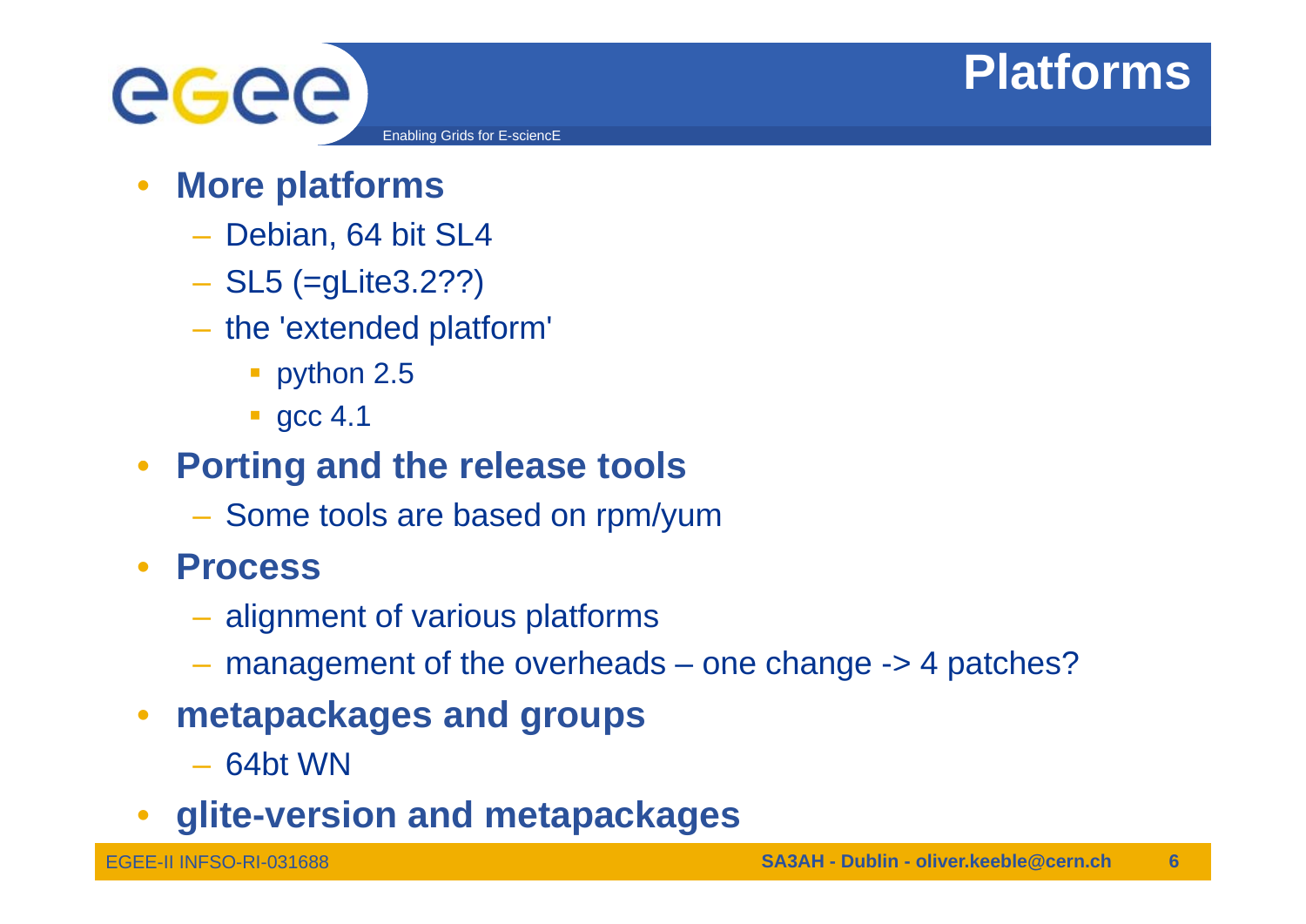# Platforms

- **More platforms**
  - Debian, 64 bit SL4
  - SL5 (=gLite3.2??)
  - the 'extended platform'
    - python 2.5
    - gcc 4.1
- **Porting and the release tools**
  - Some tools are based on rpm/yum
- **Process**
  - alignment of various platforms
  - management of the overheads – one change -> 4 patches?
- **metapackages and groups**
  - 64bt WN
- **glite-version and metapackages**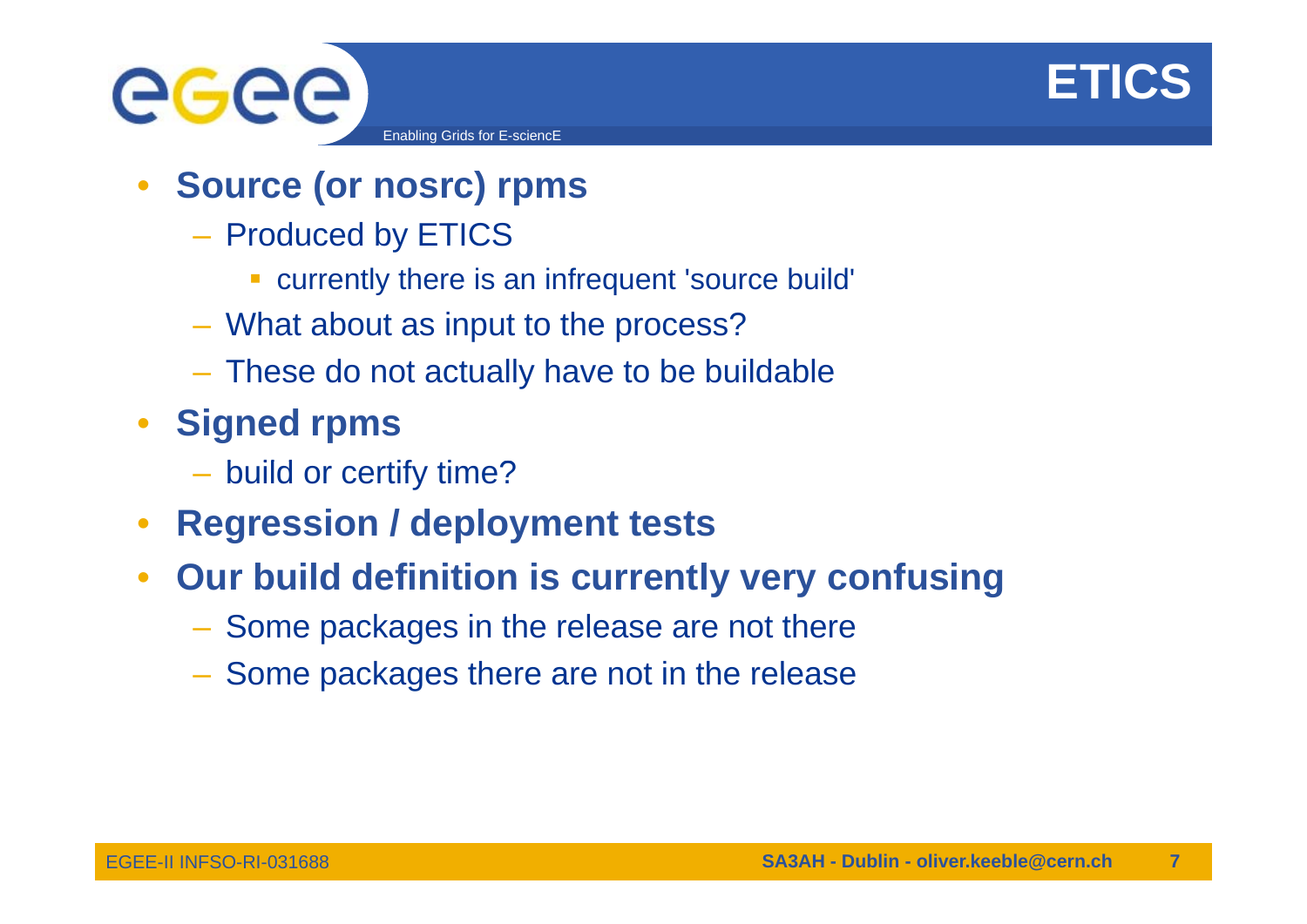# ETICS

- **Source (or nosrc) rpms**
  - Produced by ETICS
    - currently there is an infrequent 'source build'
  - What about as input to the process?
  - These do not actually have to be buildable
- **Signed rpms**
  - build or certify time?
- **Regression / deployment tests**
- **Our build definition is currently very confusing**
  - Some packages in the release are not there
  - Some packages there are not in the release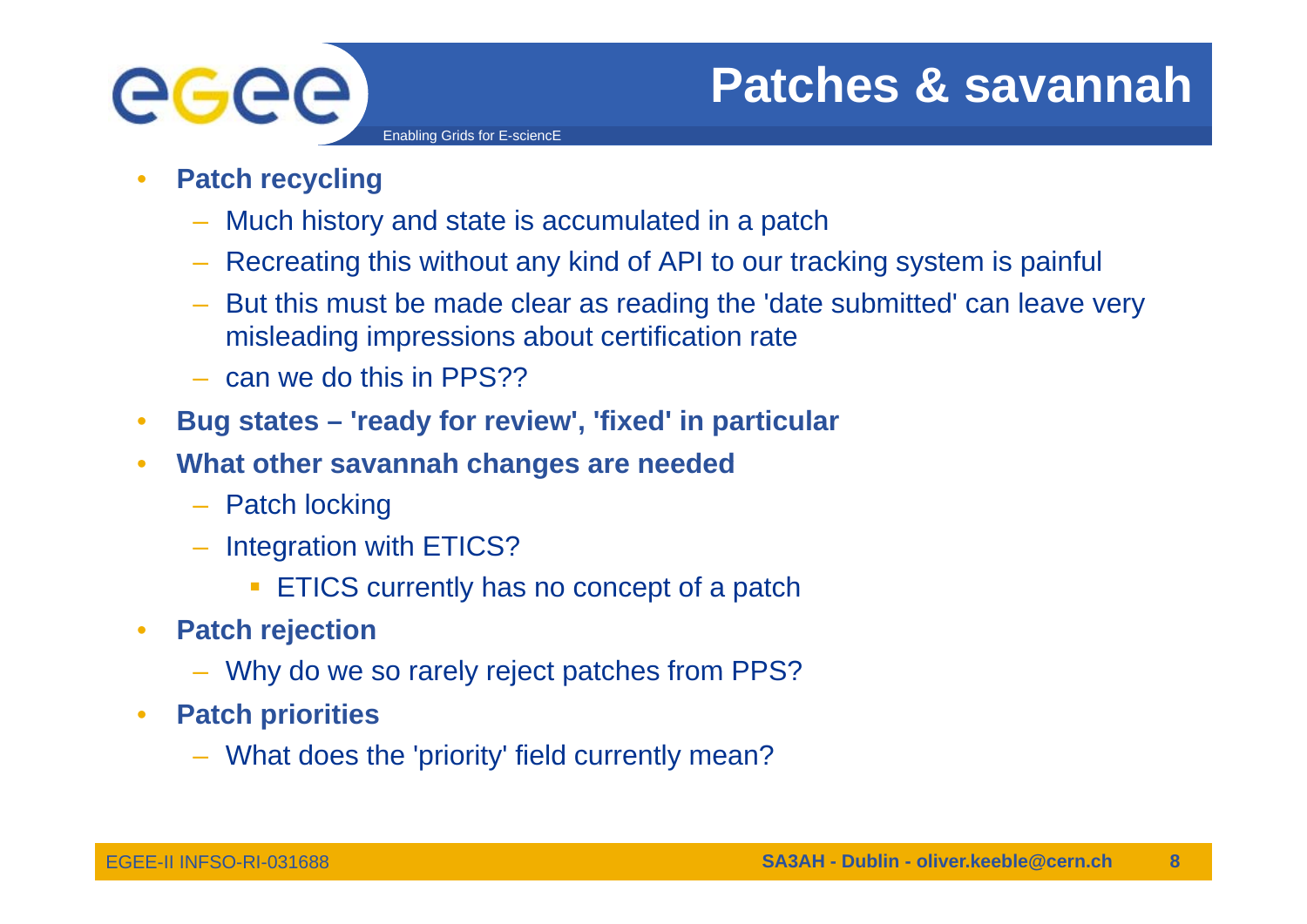# Patches & savannah

- **Patch recycling**
  - Much history and state is accumulated in a patch
  - Recreating this without any kind of API to our tracking system is painful
  - But this must be made clear as reading the 'date submitted' can leave very misleading impressions about certification rate
  - can we do this in PPS??
- **Bug states – 'ready for review', 'fixed' in particular**
- **What other savannah changes are needed**
  - Patch locking
  - Integration with ETICS?
    - ETICS currently has no concept of a patch
- **Patch rejection**
  - Why do we so rarely reject patches from PPS?
- **Patch priorities**
  - What does the 'priority' field currently mean?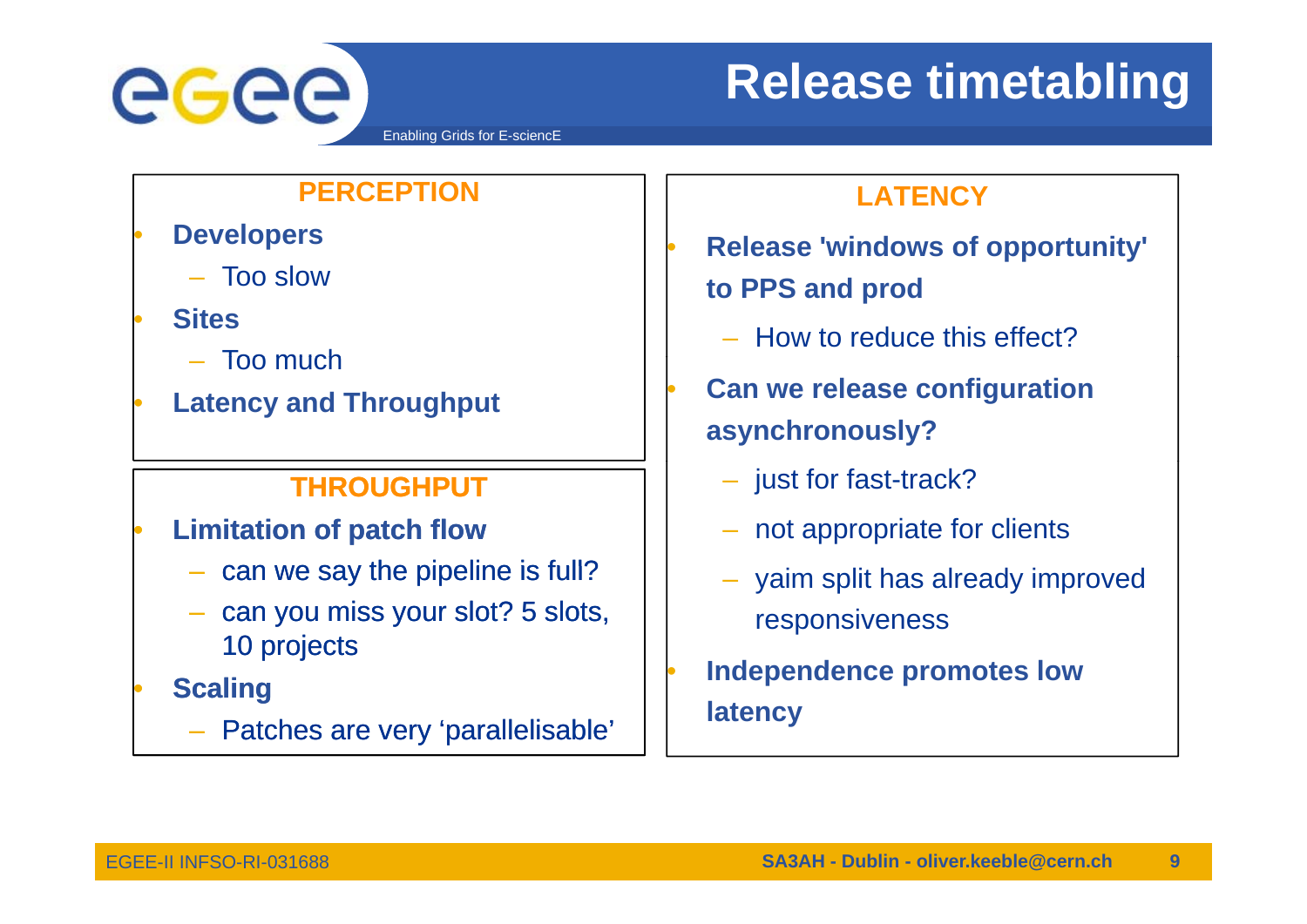# Release timetabling

## PERCEPTION

- **Developers**
  - Too slow
- **Sites**
  - Too much
- **Latency and Throughput**

## THROUGHPUT

- **Limitation of patch flow**
  - can we say the pipeline is full?
  - can you miss your slot? 5 slots, 10 projects
- **Scaling**
  - Patches are very 'parallelisable'

## LATENCY

- **Release 'windows of opportunity' to PPS and prod**
  - How to reduce this effect?
- **Can we release configuration asynchronously?**
  - just for fast-track?
  - not appropriate for clients
  - yaim split has already improved responsiveness
- **Independence promotes low latency**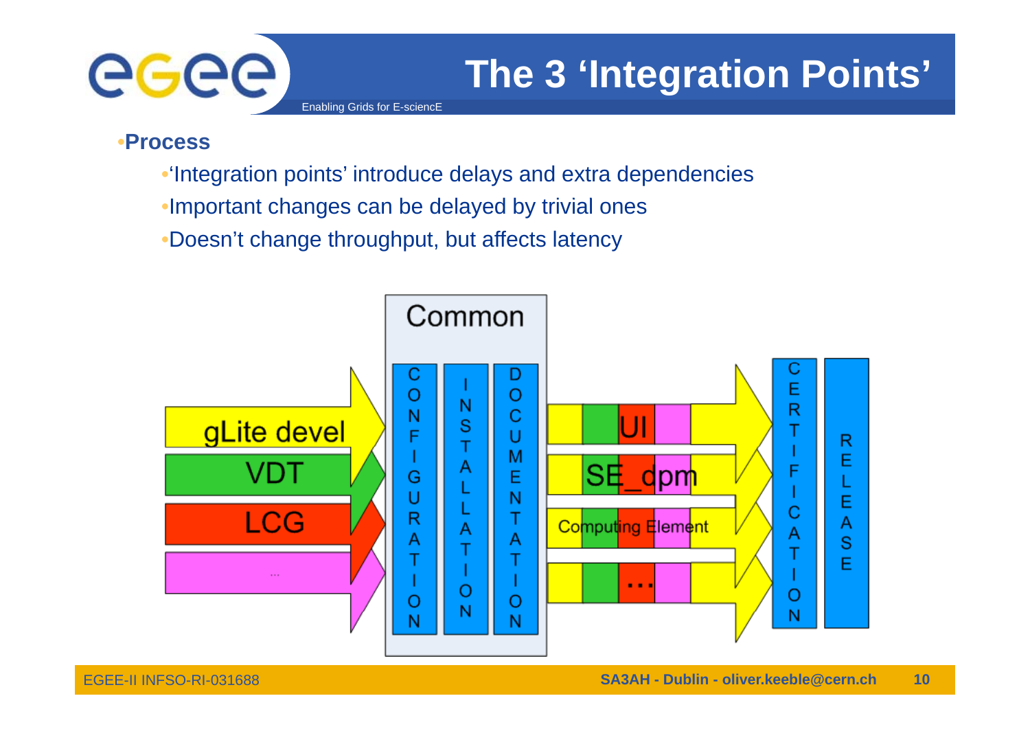# The 3 'Integration Points'

- **Process**
  - 'Integration points' introduce delays and extra dependencies
  - Important changes can be delayed by trivial ones
  - Doesn't change throughput, but affects latency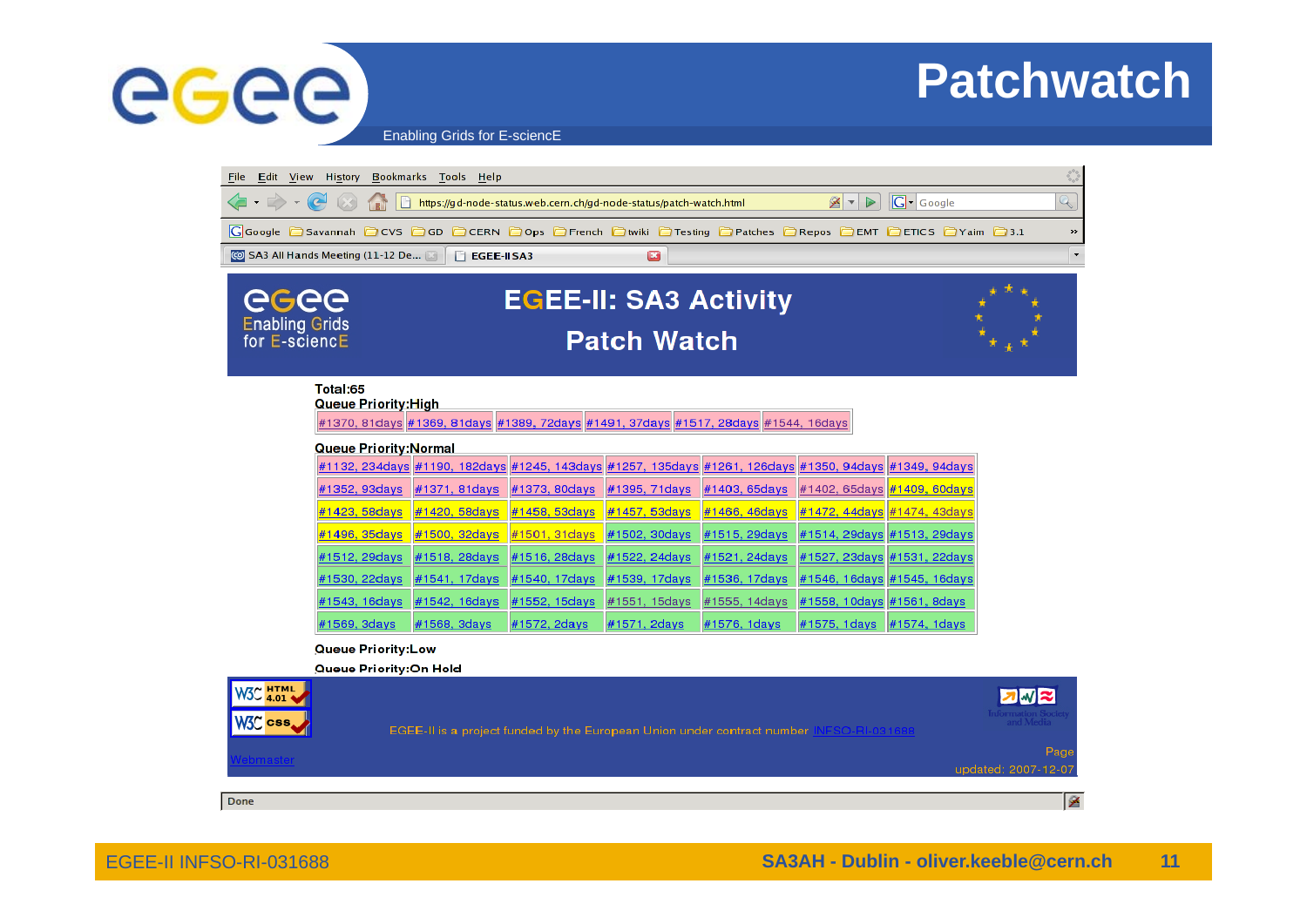# Patchwatch

## EGEE-II: SA3 Activity
## Patch Watch

Total:65

Queue Priority:High

| | | | | | |
|---|---|---|---|---|---|
| #1370, 81days | #1369, 81days | #1389, 72days | #1491, 37days | #1517, 28days | #1544, 16days |

Queue Priority:Normal

| | | | | | | |
|---|---|---|---|---|---|---|
| #1132, 234days | #1190, 182days | #1245, 143days | #1257, 135days | #1261, 126days | #1350, 94days | #1349, 94days |
| #1352, 93days | #1371, 81days | #1373, 80days | #1395, 71days | #1403, 65days | #1402, 65days | #1409, 60days |
| #1423, 58days | #1420, 58days | #1458, 53days | #1457, 53days | #1466, 46days | #1472, 44days | #1474, 43days |
| #1496, 35days | #1500, 32days | #1501, 31days | #1502, 30days | #1515, 29days | #1514, 29days | #1513, 29days |
| #1512, 29days | #1518, 28days | #1516, 28days | #1522, 24days | #1521, 24days | #1527, 23days | #1531, 22days |
| #1530, 22days | #1541, 17days | #1540, 17days | #1539, 17days | #1536, 17days | #1546, 16days | #1545, 16days |
| #1543, 16days | #1542, 16days | #1552, 15days | #1551, 15days | #1555, 14days | #1558, 10days | #1561, 8days |
| #1569, 3days | #1568, 3days | #1572, 2days | #1571, 2days | #1576, 1days | #1575, 1days | #1574, 1days |

Queue Priority:Low

Queue Priority:On Hold

EGEE-II is a project funded by the European Union under contract number INFSO-RI-031688

Webmaster

Page updated: 2007-12-07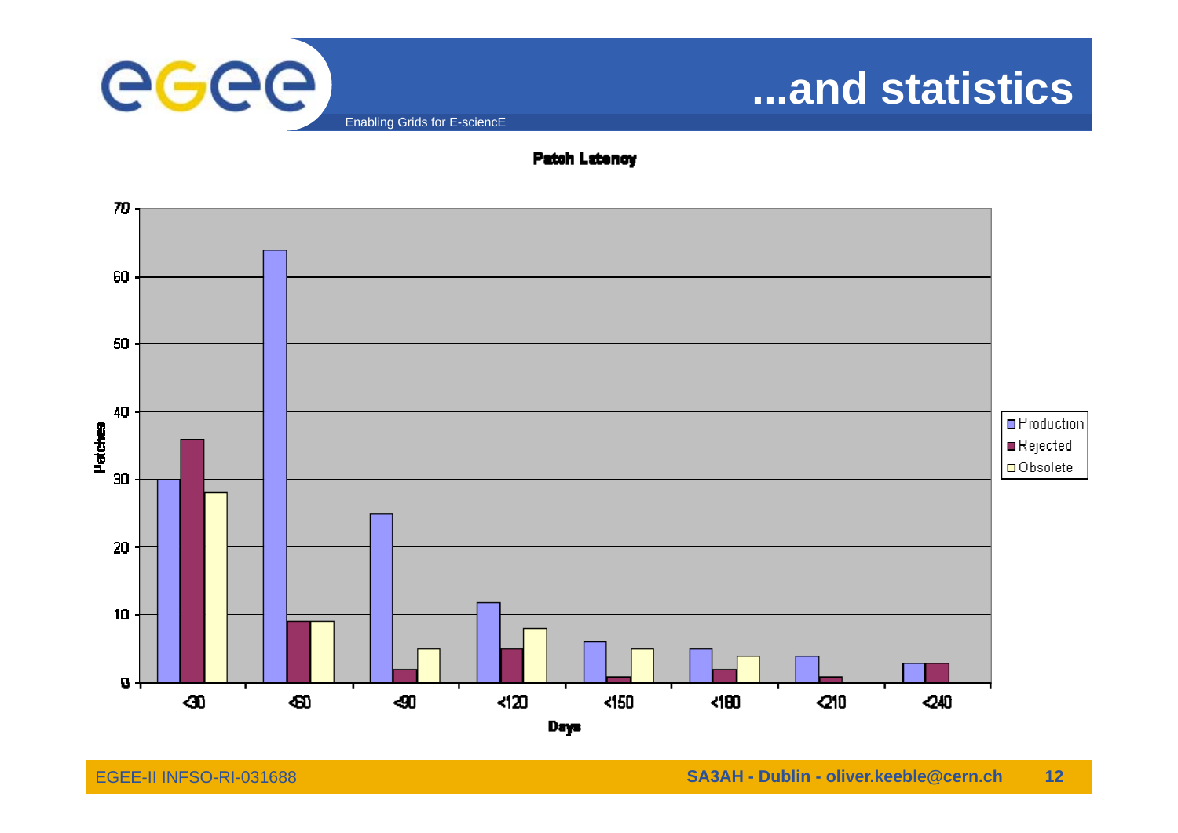# ...and statistics

**Patch Latency**

| Days | Production | Rejected | Obsolete |
|---|---|---|---|
| <30 | 30 | 36 | 28 |
| <60 | 64 | 9 | 9 |
| <90 | 25 | 2 | 5 |
| <120 | 12 | 5 | 8 |
| <150 | 6 | 1 | 5 |
| <180 | 5 | 2 | 4 |
| <210 | 4 | 1 | |
| <240 | 3 | 3 | |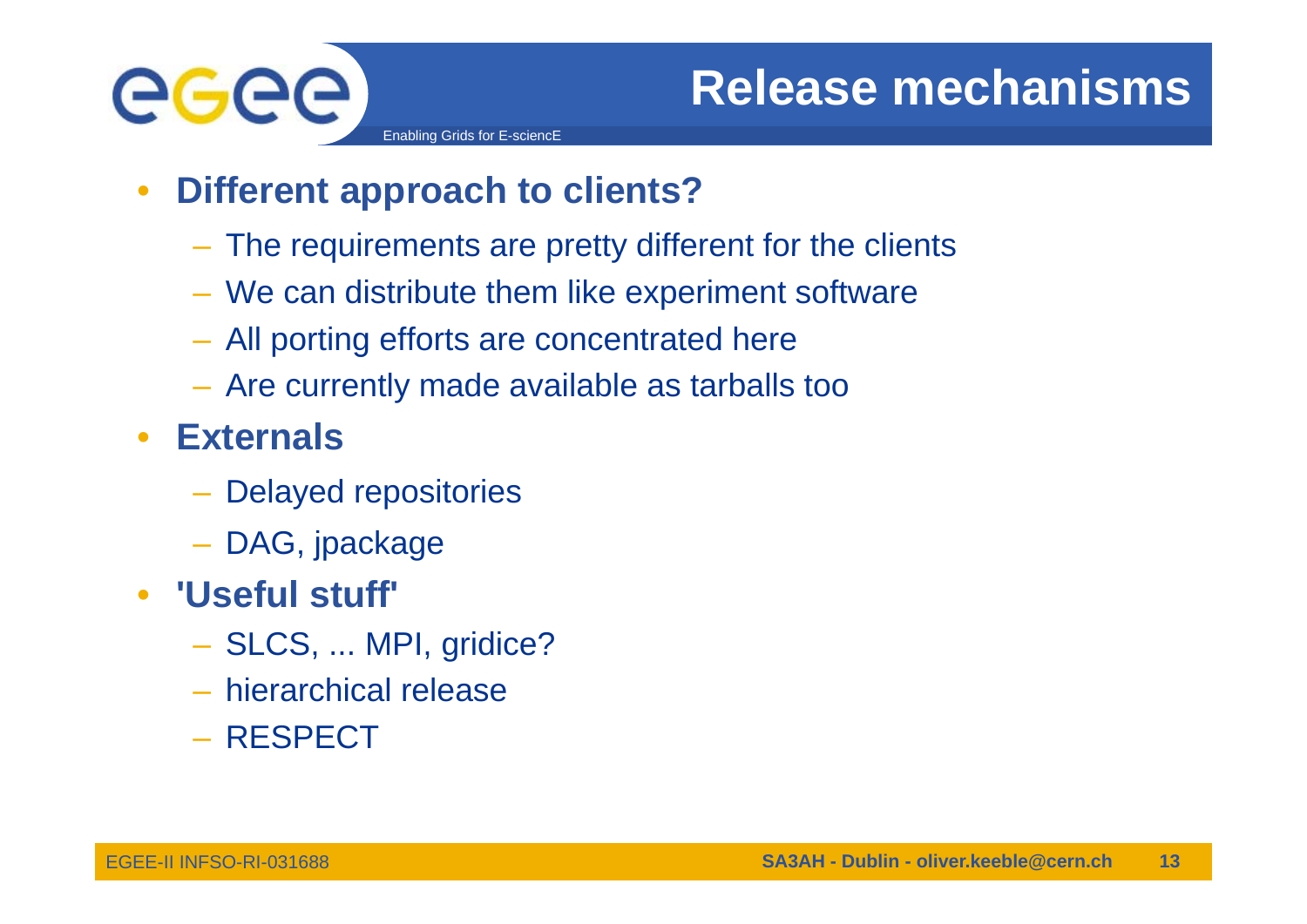# Release mechanisms

- **Different approach to clients?**
  - The requirements are pretty different for the clients
  - We can distribute them like experiment software
  - All porting efforts are concentrated here
  - Are currently made available as tarballs too
- **Externals**
  - Delayed repositories
  - DAG, jpackage
- **'Useful stuff'**
  - SLCS, ... MPI, gridice?
  - hierarchical release
  - RESPECT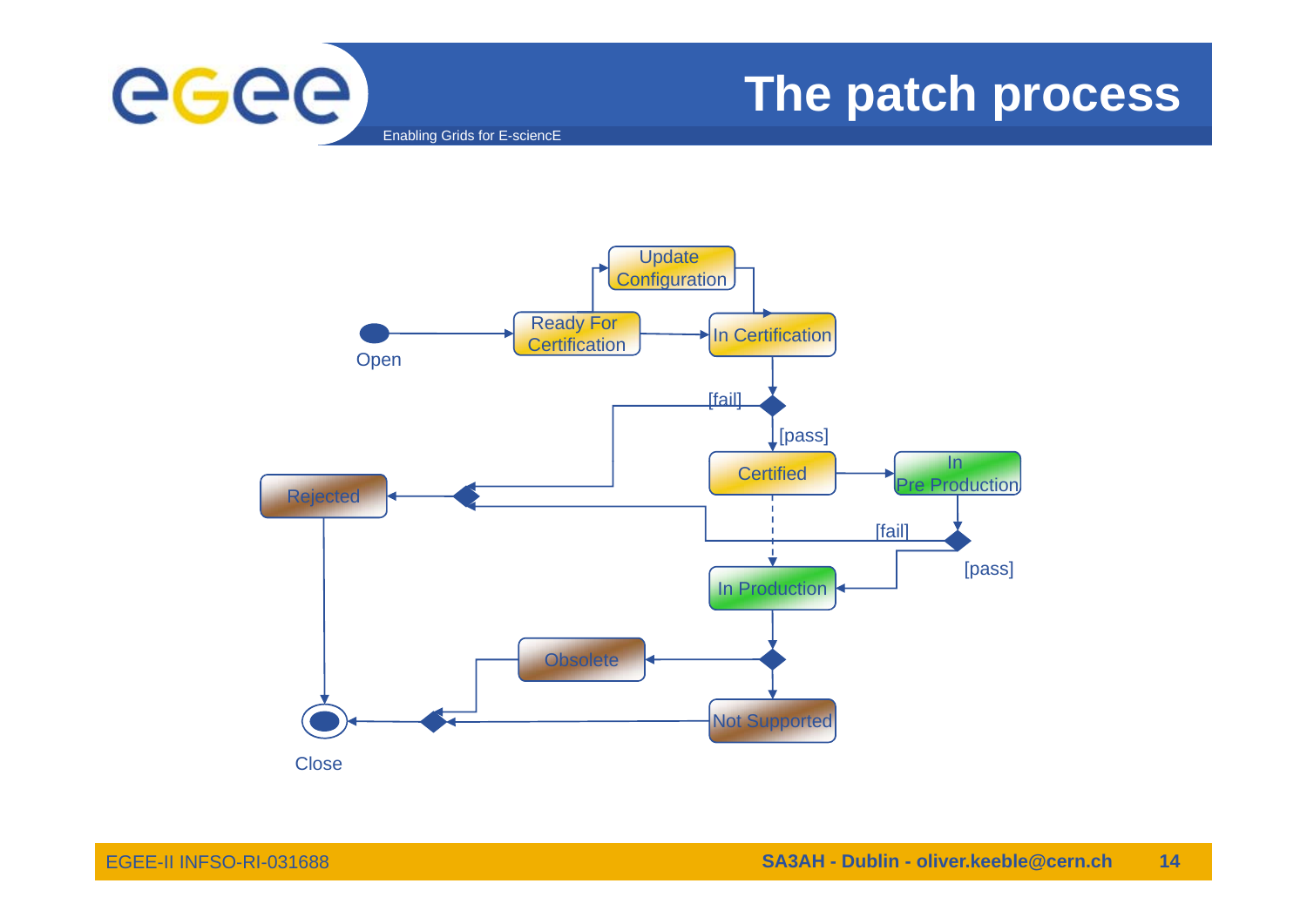# The patch process

Update Configuration

Open

Ready For Certification

In Certification

[fail]

[pass]

Certified

In Pre Production

Rejected

[fail]

[pass]

In Production

Obsolete

Not Supported

Close